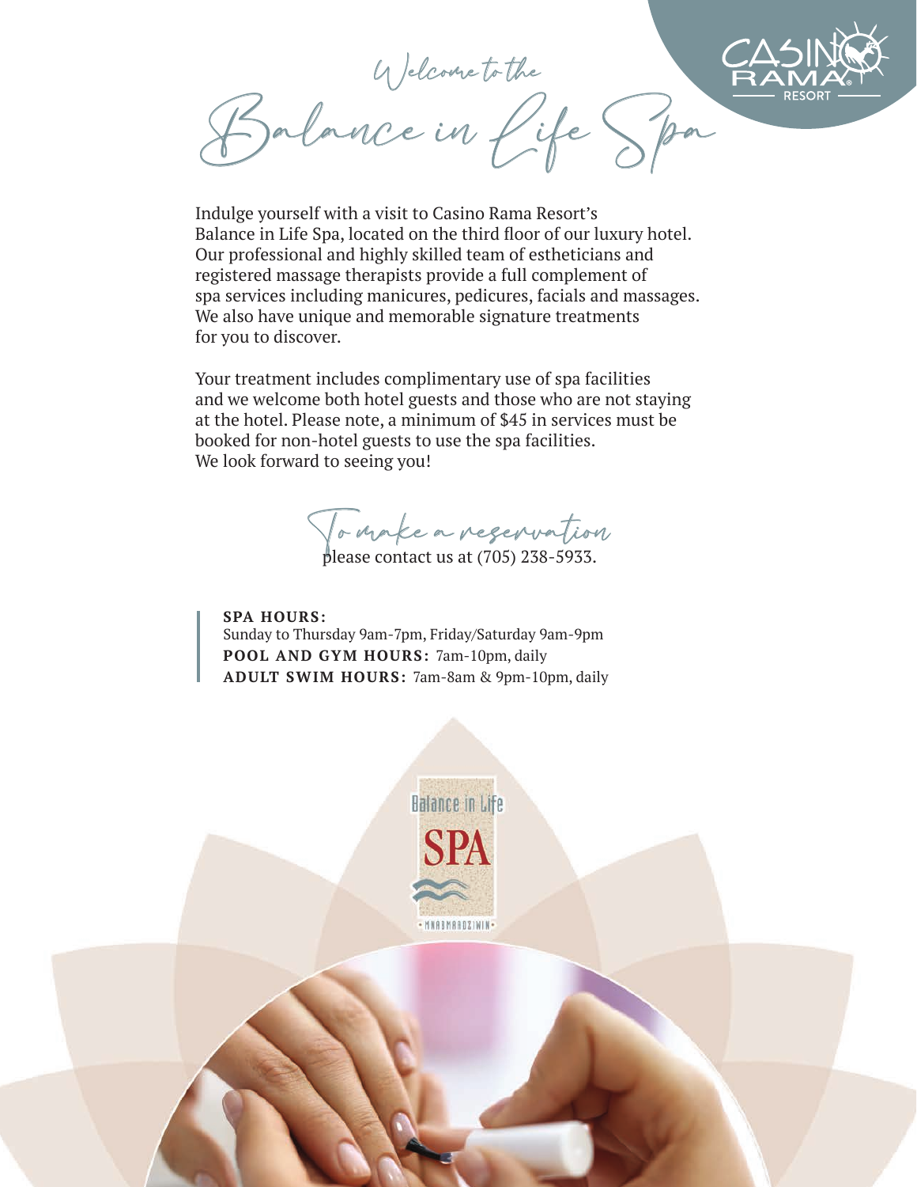# Welcome to the Balance in Life Spa

Indulge yourself with a visit to Casino Rama Resort's Balance in Life Spa, located on the third floor of our luxury hotel. Our professional and highly skilled team of estheticians and registered massage therapists provide a full complement of spa services including manicures, pedicures, facials and massages. We also have unique and memorable signature treatments for you to discover.

Your treatment includes complimentary use of spa facilities and we welcome both hotel guests and those who are not staying at the hotel. Please note, a minimum of $45 in services must be booked for non-hotel guests to use the spa facilities. We look forward to seeing you!

To make a reservation please contact us at (705) 238-5933.

**SPA HOURS:**
Sunday to Thursday 9am-7pm, Friday/Saturday 9am-9pm
**POOL AND GYM HOURS:** 7am-10pm, daily
**ADULT SWIM HOURS:** 7am-8am & 9pm-10pm, daily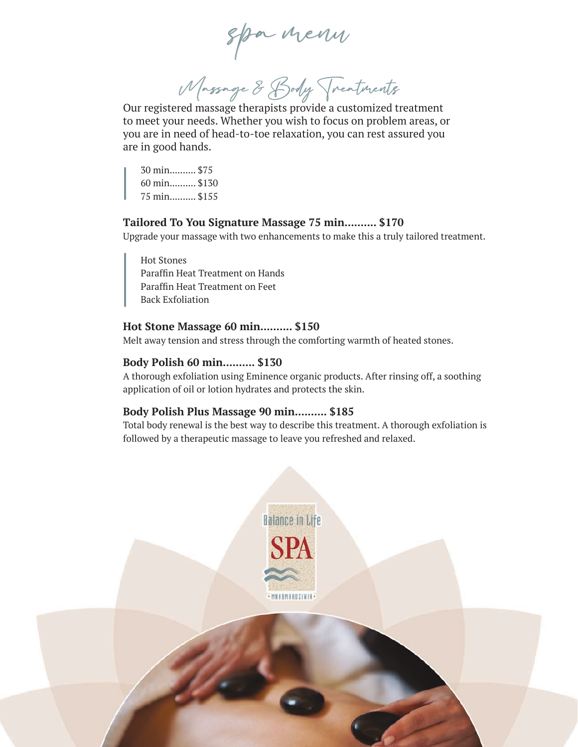# spa menu

## Massage & Body Treatments

Our registered massage therapists provide a customized treatment to meet your needs. Whether you wish to focus on problem areas, or you are in need of head-to-toe relaxation, you can rest assured you are in good hands.

30 min.......... $75
60 min.......... $130
75 min.......... $155

**Tailored To You Signature Massage 75 min.......... $170**

Upgrade your massage with two enhancements to make this a truly tailored treatment.

Hot Stones
Paraffin Heat Treatment on Hands
Paraffin Heat Treatment on Feet
Back Exfoliation

**Hot Stone Massage 60 min.......... $150**

Melt away tension and stress through the comforting warmth of heated stones.

**Body Polish 60 min.......... $130**

A thorough exfoliation using Eminence organic products. After rinsing off, a soothing application of oil or lotion hydrates and protects the skin.

**Body Polish Plus Massage 90 min.......... $185**

Total body renewal is the best way to describe this treatment. A thorough exfoliation is followed by a therapeutic massage to leave you refreshed and relaxed.

Balance in Life
SPA
• MNAAMAADZIWIN •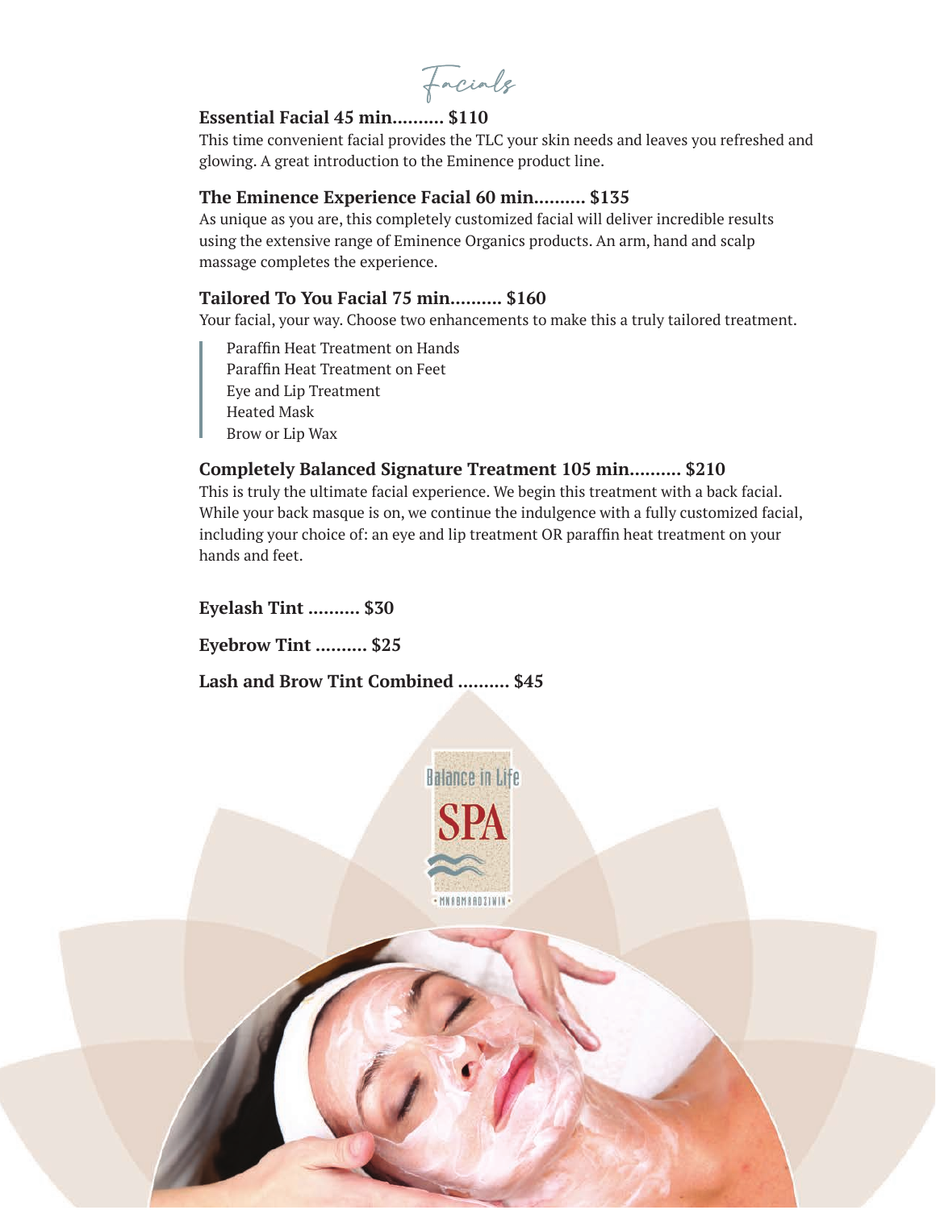# Facials

**Essential Facial 45 min.......... $110**

This time convenient facial provides the TLC your skin needs and leaves you refreshed and glowing. A great introduction to the Eminence product line.

**The Eminence Experience Facial 60 min.......... $135**

As unique as you are, this completely customized facial will deliver incredible results using the extensive range of Eminence Organics products. An arm, hand and scalp massage completes the experience.

**Tailored To You Facial 75 min.......... $160**

Your facial, your way. Choose two enhancements to make this a truly tailored treatment.

> Paraffin Heat Treatment on Hands
> Paraffin Heat Treatment on Feet
> Eye and Lip Treatment
> Heated Mask
> Brow or Lip Wax

**Completely Balanced Signature Treatment 105 min.......... $210**

This is truly the ultimate facial experience. We begin this treatment with a back facial. While your back masque is on, we continue the indulgence with a fully customized facial, including your choice of: an eye and lip treatment OR paraffin heat treatment on your hands and feet.

**Eyelash Tint .......... $30**

**Eyebrow Tint .......... $25**

**Lash and Brow Tint Combined .......... $45**

Balance in Life SPA

• MNAOMAADZIWIN •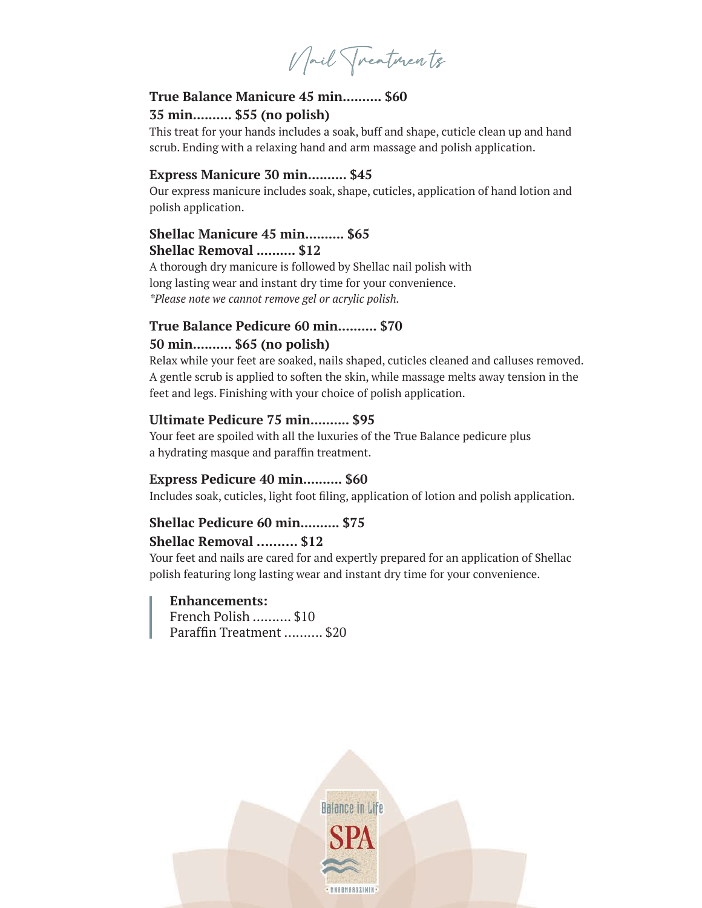# Nail Treatments

**True Balance Manicure 45 min.......... $60**
**35 min.......... $55 (no polish)**

This treat for your hands includes a soak, buff and shape, cuticle clean up and hand scrub. Ending with a relaxing hand and arm massage and polish application.

**Express Manicure 30 min.......... $45**

Our express manicure includes soak, shape, cuticles, application of hand lotion and polish application.

**Shellac Manicure 45 min.......... $65**
**Shellac Removal .......... $12**

A thorough dry manicure is followed by Shellac nail polish with long lasting wear and instant dry time for your convenience.
*\*Please note we cannot remove gel or acrylic polish.*

**True Balance Pedicure 60 min.......... $70**
**50 min.......... $65 (no polish)**

Relax while your feet are soaked, nails shaped, cuticles cleaned and calluses removed. A gentle scrub is applied to soften the skin, while massage melts away tension in the feet and legs. Finishing with your choice of polish application.

**Ultimate Pedicure 75 min.......... $95**

Your feet are spoiled with all the luxuries of the True Balance pedicure plus a hydrating masque and paraffin treatment.

**Express Pedicure 40 min.......... $60**

Includes soak, cuticles, light foot filing, application of lotion and polish application.

**Shellac Pedicure 60 min.......... $75**
**Shellac Removal .......... $12**

Your feet and nails are cared for and expertly prepared for an application of Shellac polish featuring long lasting wear and instant dry time for your convenience.

**Enhancements:**
French Polish .......... $10
Paraffin Treatment .......... $20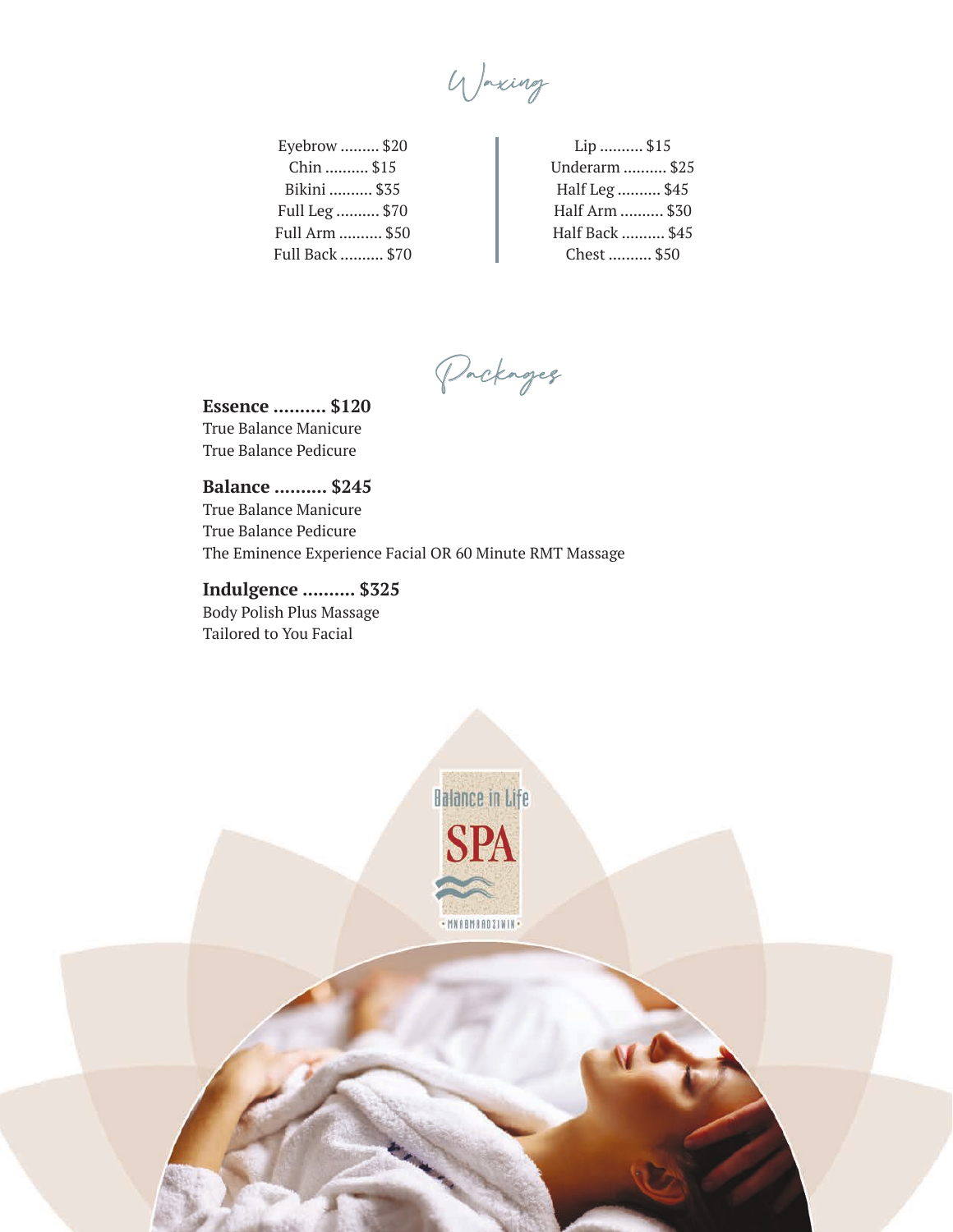## Waxing

Eyebrow .......... $20
Chin .......... $15
Bikini .......... $35
Full Leg .......... $70
Full Arm .......... $50
Full Back .......... $70

Lip .......... $15
Underarm .......... $25
Half Leg .......... $45
Half Arm .......... $30
Half Back .......... $45
Chest .......... $50

## Packages

**Essence .......... $120**
True Balance Manicure
True Balance Pedicure

**Balance .......... $245**
True Balance Manicure
True Balance Pedicure
The Eminence Experience Facial OR 60 Minute RMT Massage

**Indulgence .......... $325**
Body Polish Plus Massage
Tailored to You Facial

Balance in Life
SPA